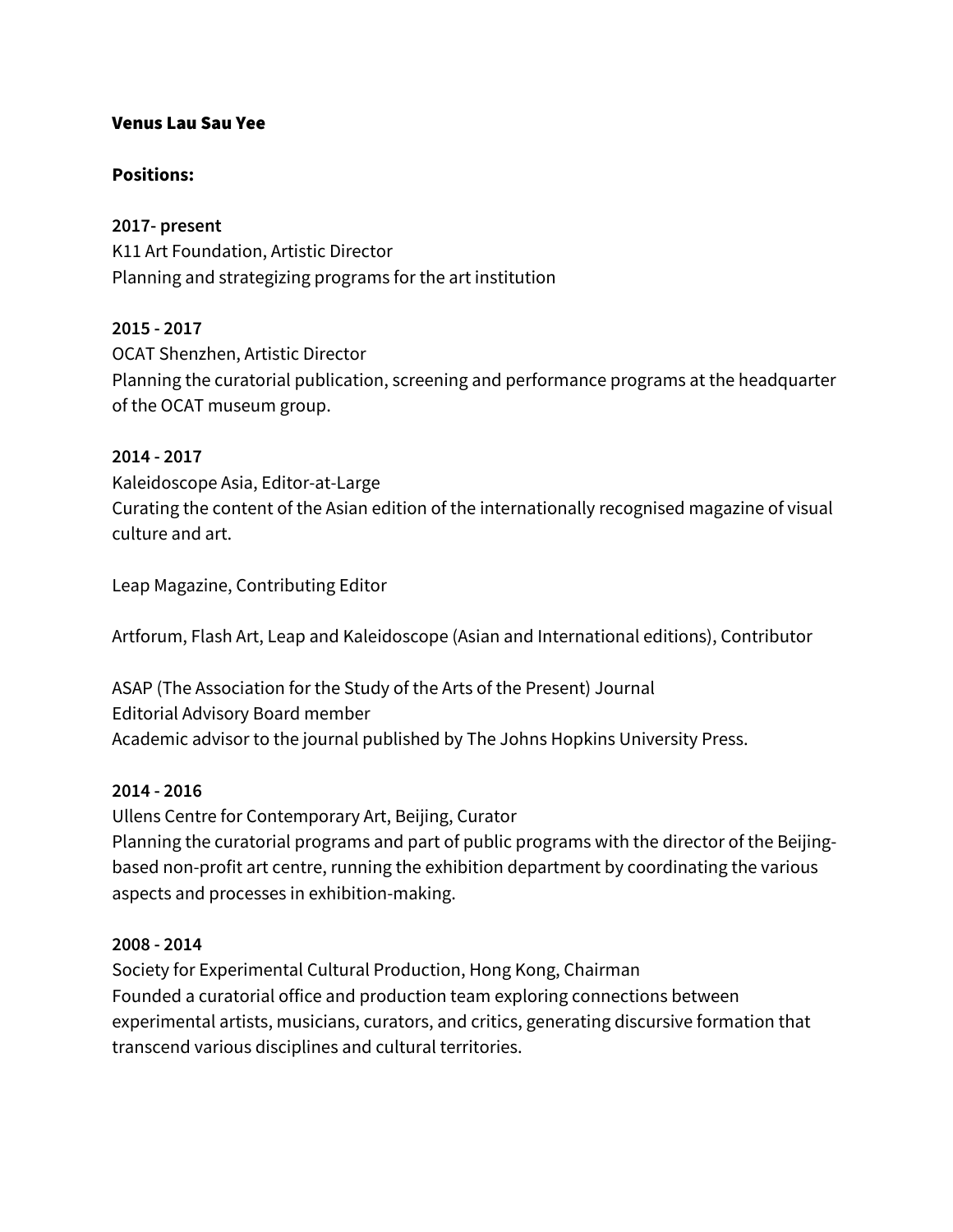**Venus Lau Sau Yee**

**Positions:**

**2017- present**
K11 Art Foundation, Artistic Director
Planning and strategizing programs for the art institution

**2015 - 2017**
OCAT Shenzhen, Artistic Director
Planning the curatorial publication, screening and performance programs at the headquarter of the OCAT museum group.

**2014 - 2017**
Kaleidoscope Asia, Editor-at-Large
Curating the content of the Asian edition of the internationally recognised magazine of visual culture and art.

Leap Magazine, Contributing Editor

Artforum, Flash Art, Leap and Kaleidoscope (Asian and International editions), Contributor

ASAP (The Association for the Study of the Arts of the Present) Journal
Editorial Advisory Board member
Academic advisor to the journal published by The Johns Hopkins University Press.

**2014 - 2016**
Ullens Centre for Contemporary Art, Beijing, Curator
Planning the curatorial programs and part of public programs with the director of the Beijing-based non-profit art centre, running the exhibition department by coordinating the various aspects and processes in exhibition-making.

**2008 - 2014**
Society for Experimental Cultural Production, Hong Kong, Chairman
Founded a curatorial office and production team exploring connections between experimental artists, musicians, curators, and critics, generating discursive formation that transcend various disciplines and cultural territories.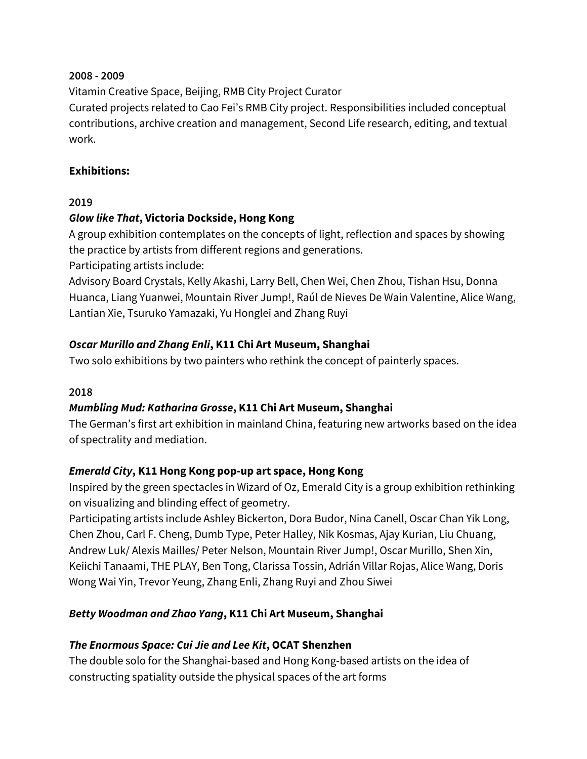**2008 - 2009**

Vitamin Creative Space, Beijing, RMB City Project Curator
Curated projects related to Cao Fei's RMB City project. Responsibilities included conceptual contributions, archive creation and management, Second Life research, editing, and textual work.

**Exhibitions:**

**2019**

***Glow like That*, Victoria Dockside, Hong Kong**

A group exhibition contemplates on the concepts of light, reflection and spaces by showing the practice by artists from different regions and generations.
Participating artists include:
Advisory Board Crystals, Kelly Akashi, Larry Bell, Chen Wei, Chen Zhou, Tishan Hsu, Donna Huanca, Liang Yuanwei, Mountain River Jump!, Raúl de Nieves De Wain Valentine, Alice Wang, Lantian Xie, Tsuruko Yamazaki, Yu Honglei and Zhang Ruyi

***Oscar Murillo and Zhang Enli*, K11 Chi Art Museum, Shanghai**

Two solo exhibitions by two painters who rethink the concept of painterly spaces.

**2018**

***Mumbling Mud: Katharina Grosse*, K11 Chi Art Museum, Shanghai**

The German's first art exhibition in mainland China, featuring new artworks based on the idea of spectrality and mediation.

***Emerald City*, K11 Hong Kong pop-up art space, Hong Kong**

Inspired by the green spectacles in Wizard of Oz, Emerald City is a group exhibition rethinking on visualizing and blinding effect of geometry.
Participating artists include Ashley Bickerton, Dora Budor, Nina Canell, Oscar Chan Yik Long, Chen Zhou, Carl F. Cheng, Dumb Type, Peter Halley, Nik Kosmas, Ajay Kurian, Liu Chuang, Andrew Luk/ Alexis Mailles/ Peter Nelson, Mountain River Jump!, Oscar Murillo, Shen Xin, Keiichi Tanaami, THE PLAY, Ben Tong, Clarissa Tossin, Adrián Villar Rojas, Alice Wang, Doris Wong Wai Yin, Trevor Yeung, Zhang Enli, Zhang Ruyi and Zhou Siwei

***Betty Woodman and Zhao Yang*, K11 Chi Art Museum, Shanghai**

***The Enormous Space: Cui Jie and Lee Kit*, OCAT Shenzhen**

The double solo for the Shanghai-based and Hong Kong-based artists on the idea of constructing spatiality outside the physical spaces of the art forms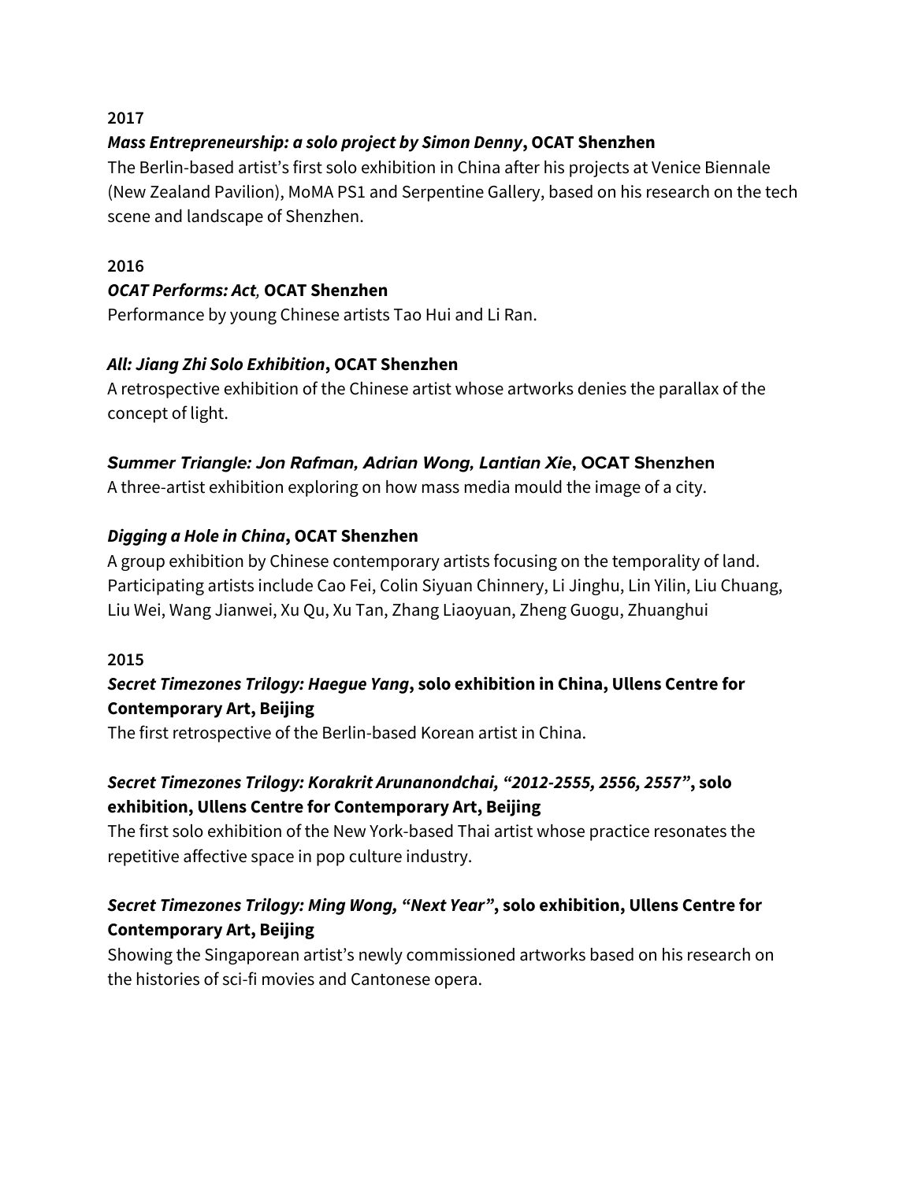**2017**

***Mass Entrepreneurship: a solo project by Simon Denny*, OCAT Shenzhen**

The Berlin-based artist's first solo exhibition in China after his projects at Venice Biennale (New Zealand Pavilion), MoMA PS1 and Serpentine Gallery, based on his research on the tech scene and landscape of Shenzhen.

**2016**

***OCAT Performs: Act*, OCAT Shenzhen**

Performance by young Chinese artists Tao Hui and Li Ran.

***All: Jiang Zhi Solo Exhibition*, OCAT Shenzhen**

A retrospective exhibition of the Chinese artist whose artworks denies the parallax of the concept of light.

***Summer Triangle: Jon Rafman, Adrian Wong, Lantian Xie*, OCAT Shenzhen**

A three-artist exhibition exploring on how mass media mould the image of a city.

***Digging a Hole in China*, OCAT Shenzhen**

A group exhibition by Chinese contemporary artists focusing on the temporality of land. Participating artists include Cao Fei, Colin Siyuan Chinnery, Li Jinghu, Lin Yilin, Liu Chuang, Liu Wei, Wang Jianwei, Xu Qu, Xu Tan, Zhang Liaoyuan, Zheng Guogu, Zhuanghui

**2015**

***Secret Timezones Trilogy: Haegue Yang*, solo exhibition in China, Ullens Centre for Contemporary Art, Beijing**

The first retrospective of the Berlin-based Korean artist in China.

***Secret Timezones Trilogy: Korakrit Arunanondchai, "2012-2555, 2556, 2557"*, solo exhibition, Ullens Centre for Contemporary Art, Beijing**

The first solo exhibition of the New York-based Thai artist whose practice resonates the repetitive affective space in pop culture industry.

***Secret Timezones Trilogy: Ming Wong, "Next Year"*, solo exhibition, Ullens Centre for Contemporary Art, Beijing**

Showing the Singaporean artist's newly commissioned artworks based on his research on the histories of sci-fi movies and Cantonese opera.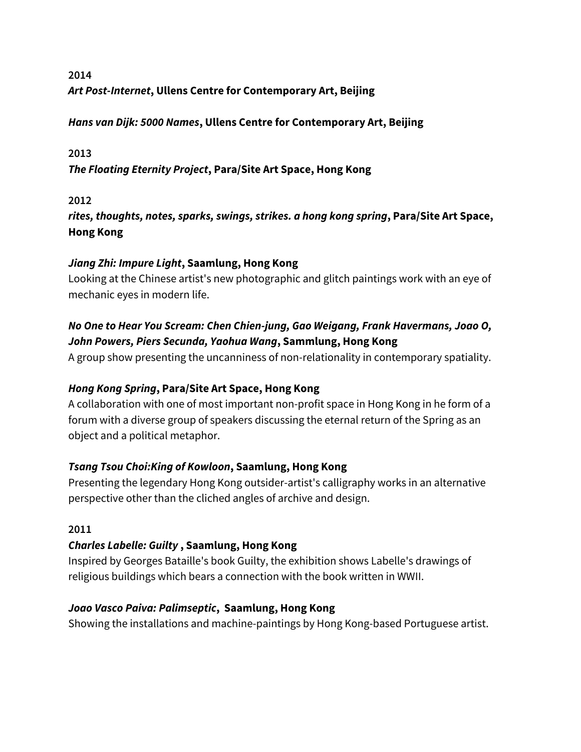**2014**
***Art Post-Internet*, Ullens Centre for Contemporary Art, Beijing**

***Hans van Dijk: 5000 Names*, Ullens Centre for Contemporary Art, Beijing**

**2013**
***The Floating Eternity Project*, Para/Site Art Space, Hong Kong**

**2012**
***rites, thoughts, notes, sparks, swings, strikes. a hong kong spring*, Para/Site Art Space, Hong Kong**

***Jiang Zhi: Impure Light*, Saamlung, Hong Kong**
Looking at the Chinese artist's new photographic and glitch paintings work with an eye of mechanic eyes in modern life.

***No One to Hear You Scream: Chen Chien-jung, Gao Weigang, Frank Havermans, Joao O, John Powers, Piers Secunda, Yaohua Wang*, Sammlung, Hong Kong**
A group show presenting the uncanniness of non-relationality in contemporary spatiality.

***Hong Kong Spring*, Para/Site Art Space, Hong Kong**
A collaboration with one of most important non-profit space in Hong Kong in he form of a forum with a diverse group of speakers discussing the eternal return of the Spring as an object and a political metaphor.

***Tsang Tsou Choi:King of Kowloon*, Saamlung, Hong Kong**
Presenting the legendary Hong Kong outsider-artist's calligraphy works in an alternative perspective other than the cliched angles of archive and design.

**2011**
***Charles Labelle: Guilty* , Saamlung, Hong Kong**
Inspired by Georges Bataille's book Guilty, the exhibition shows Labelle's drawings of religious buildings which bears a connection with the book written in WWII.

***Joao Vasco Paiva: Palimseptic*, Saamlung, Hong Kong**
Showing the installations and machine-paintings by Hong Kong-based Portuguese artist.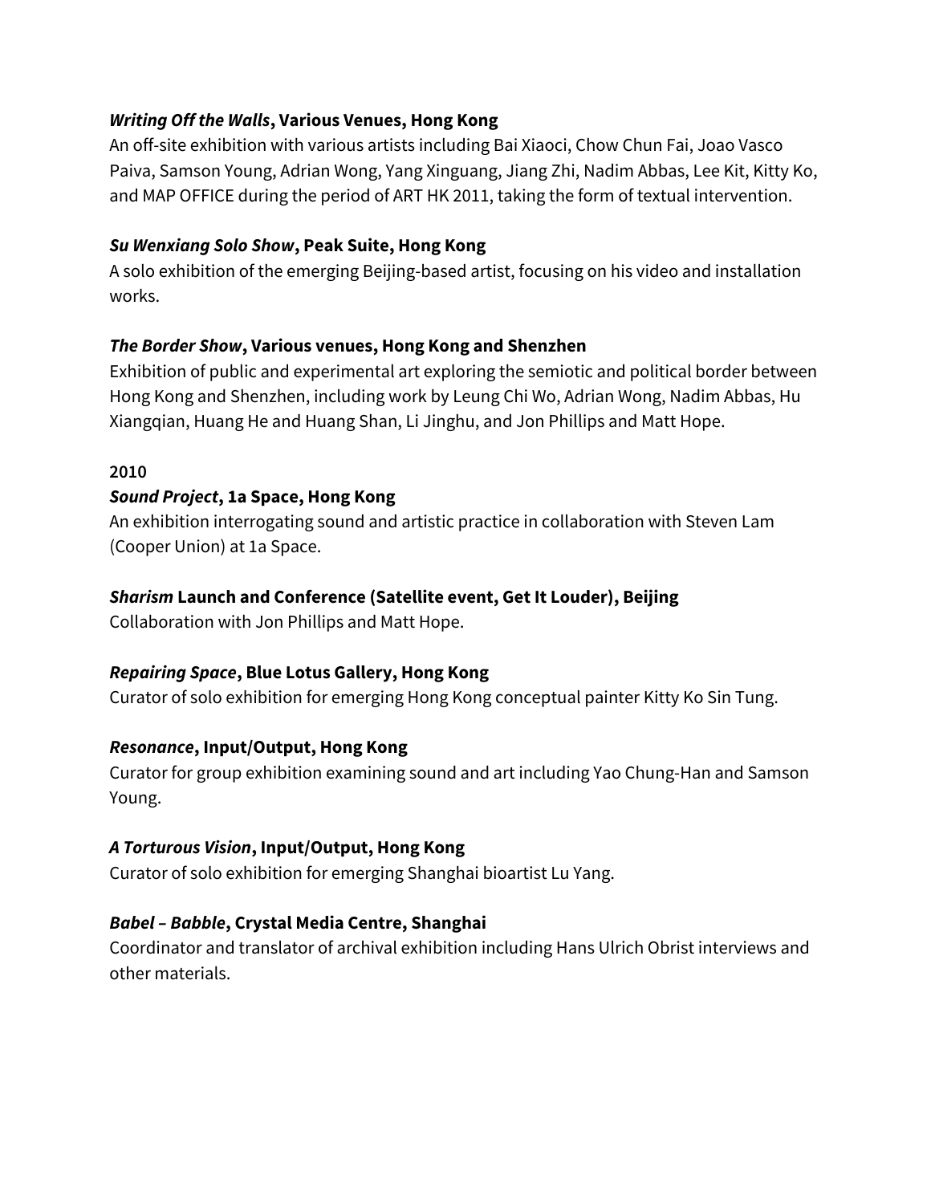***Writing Off the Walls*, Various Venues, Hong Kong**

An off-site exhibition with various artists including Bai Xiaoci, Chow Chun Fai, Joao Vasco Paiva, Samson Young, Adrian Wong, Yang Xinguang, Jiang Zhi, Nadim Abbas, Lee Kit, Kitty Ko, and MAP OFFICE during the period of ART HK 2011, taking the form of textual intervention.

***Su Wenxiang Solo Show*, Peak Suite, Hong Kong**

A solo exhibition of the emerging Beijing-based artist, focusing on his video and installation works.

***The Border Show*, Various venues, Hong Kong and Shenzhen**

Exhibition of public and experimental art exploring the semiotic and political border between Hong Kong and Shenzhen, including work by Leung Chi Wo, Adrian Wong, Nadim Abbas, Hu Xiangqian, Huang He and Huang Shan, Li Jinghu, and Jon Phillips and Matt Hope.

**2010**

***Sound Project*, 1a Space, Hong Kong**

An exhibition interrogating sound and artistic practice in collaboration with Steven Lam (Cooper Union) at 1a Space.

***Sharism* Launch and Conference (Satellite event, Get It Louder), Beijing**

Collaboration with Jon Phillips and Matt Hope.

***Repairing Space*, Blue Lotus Gallery, Hong Kong**

Curator of solo exhibition for emerging Hong Kong conceptual painter Kitty Ko Sin Tung.

***Resonance*, Input/Output, Hong Kong**

Curator for group exhibition examining sound and art including Yao Chung-Han and Samson Young.

***A Torturous Vision*, Input/Output, Hong Kong**

Curator of solo exhibition for emerging Shanghai bioartist Lu Yang.

***Babel – Babble*, Crystal Media Centre, Shanghai**

Coordinator and translator of archival exhibition including Hans Ulrich Obrist interviews and other materials.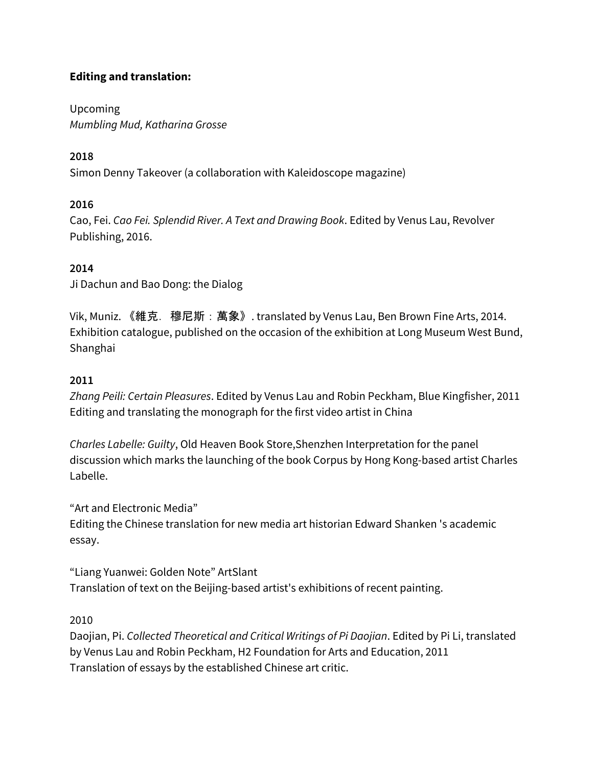**Editing and translation:**

Upcoming
*Mumbling Mud, Katharina Grosse*

**2018**
Simon Denny Takeover (a collaboration with Kaleidoscope magazine)

**2016**
Cao, Fei. *Cao Fei. Splendid River. A Text and Drawing Book*. Edited by Venus Lau, Revolver Publishing, 2016.

**2014**
Ji Dachun and Bao Dong: the Dialog

Vik, Muniz. 《維克．穆尼斯：萬象》. translated by Venus Lau, Ben Brown Fine Arts, 2014. Exhibition catalogue, published on the occasion of the exhibition at Long Museum West Bund, Shanghai

**2011**
*Zhang Peili: Certain Pleasures*. Edited by Venus Lau and Robin Peckham, Blue Kingfisher, 2011
Editing and translating the monograph for the first video artist in China

*Charles Labelle: Guilty*, Old Heaven Book Store,Shenzhen Interpretation for the panel discussion which marks the launching of the book Corpus by Hong Kong-based artist Charles Labelle.

"Art and Electronic Media"
Editing the Chinese translation for new media art historian Edward Shanken 's academic essay.

"Liang Yuanwei: Golden Note" ArtSlant
Translation of text on the Beijing-based artist's exhibitions of recent painting.

2010
Daojian, Pi. *Collected Theoretical and Critical Writings of Pi Daojian*. Edited by Pi Li, translated by Venus Lau and Robin Peckham, H2 Foundation for Arts and Education, 2011
Translation of essays by the established Chinese art critic.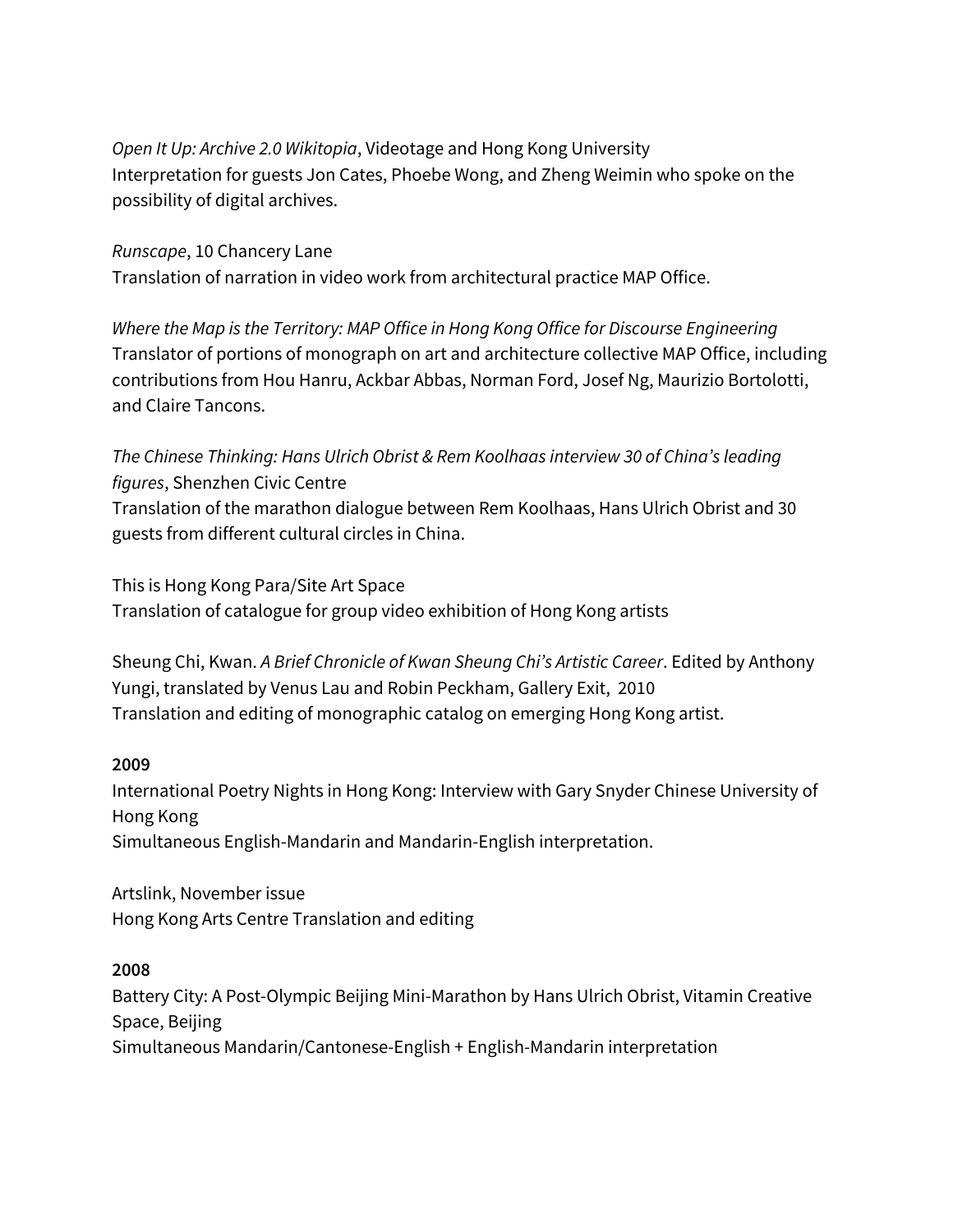*Open It Up: Archive 2.0 Wikitopia*, Videotage and Hong Kong University
Interpretation for guests Jon Cates, Phoebe Wong, and Zheng Weimin who spoke on the possibility of digital archives.

*Runscape*, 10 Chancery Lane
Translation of narration in video work from architectural practice MAP Office.

*Where the Map is the Territory: MAP Office in Hong Kong Office for Discourse Engineering*
Translator of portions of monograph on art and architecture collective MAP Office, including contributions from Hou Hanru, Ackbar Abbas, Norman Ford, Josef Ng, Maurizio Bortolotti, and Claire Tancons.

*The Chinese Thinking: Hans Ulrich Obrist & Rem Koolhaas interview 30 of China's leading figures*, Shenzhen Civic Centre
Translation of the marathon dialogue between Rem Koolhaas, Hans Ulrich Obrist and 30 guests from different cultural circles in China.

This is Hong Kong Para/Site Art Space
Translation of catalogue for group video exhibition of Hong Kong artists

Sheung Chi, Kwan. *A Brief Chronicle of Kwan Sheung Chi's Artistic Career*. Edited by Anthony Yungi, translated by Venus Lau and Robin Peckham, Gallery Exit, 2010
Translation and editing of monographic catalog on emerging Hong Kong artist.

**2009**
International Poetry Nights in Hong Kong: Interview with Gary Snyder Chinese University of Hong Kong
Simultaneous English-Mandarin and Mandarin-English interpretation.

Artslink, November issue
Hong Kong Arts Centre Translation and editing

**2008**
Battery City: A Post-Olympic Beijing Mini-Marathon by Hans Ulrich Obrist, Vitamin Creative Space, Beijing
Simultaneous Mandarin/Cantonese-English + English-Mandarin interpretation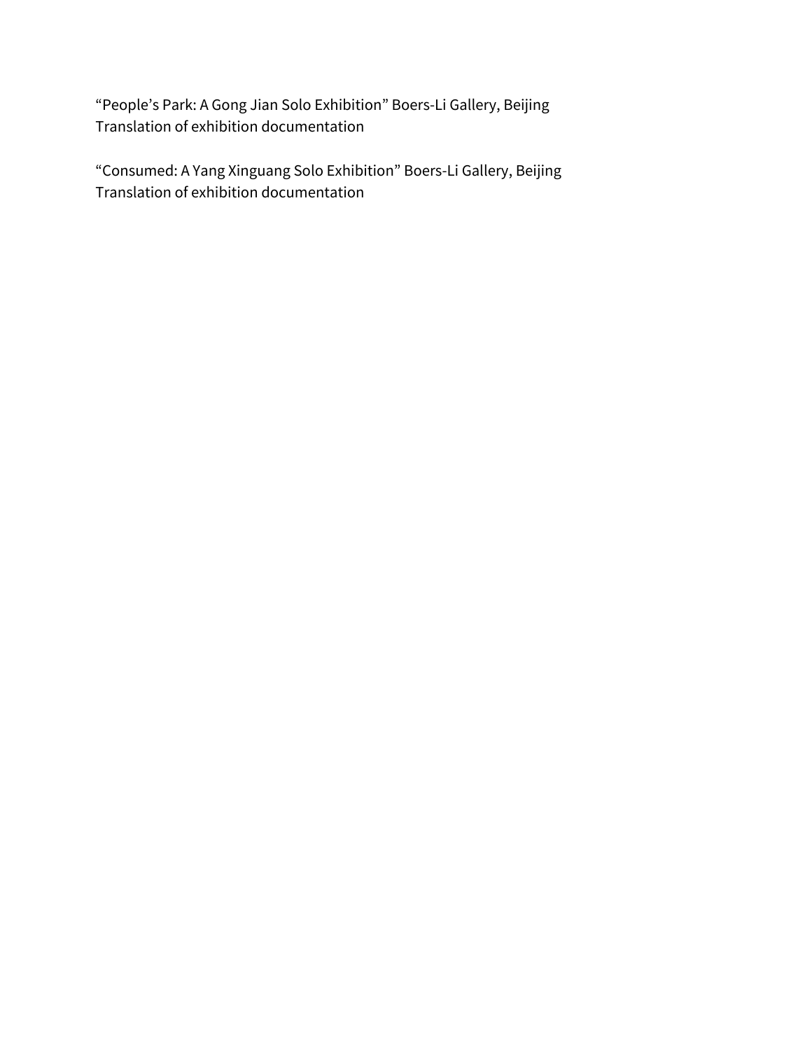“People’s Park: A Gong Jian Solo Exhibition” Boers-Li Gallery, Beijing
Translation of exhibition documentation

“Consumed: A Yang Xinguang Solo Exhibition” Boers-Li Gallery, Beijing
Translation of exhibition documentation